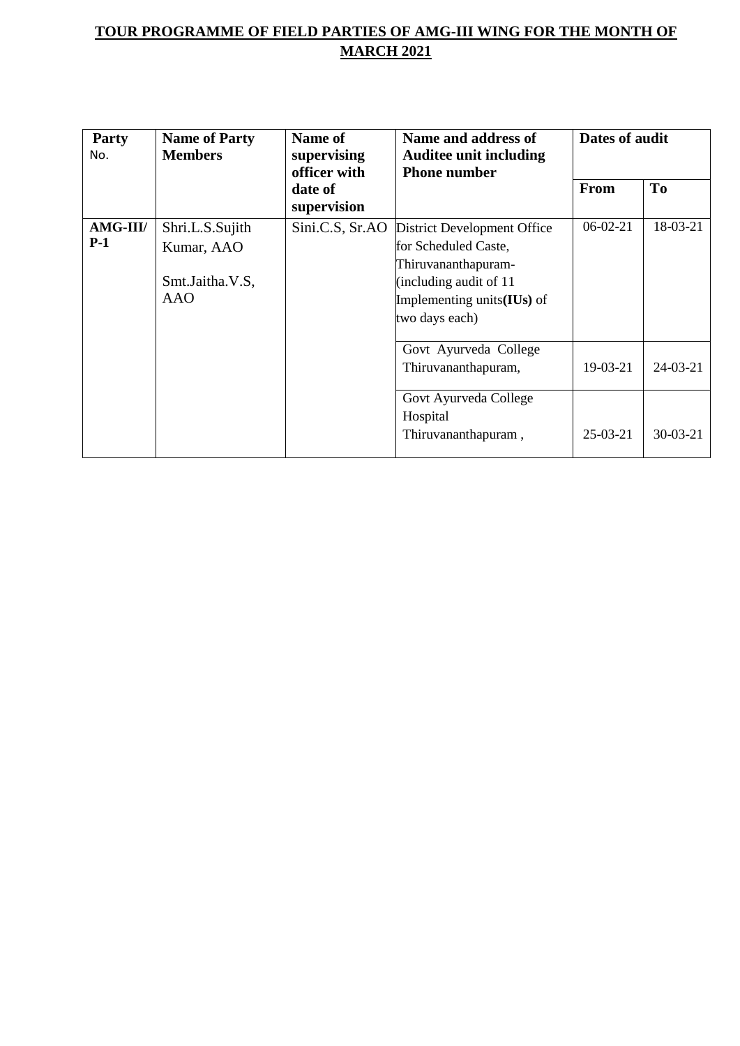# TOUR PROGRAMME OF FIELD PARTIES OF AMG-III WING FOR THE MONTH OF MARCH 2021

| Party No. | Name of Party Members | Name of supervising officer with date of supervision | Name and address of Auditee unit including Phone number | Dates of audit | |
|---|---|---|---|---|---|
| | | | | From | To |
| **AMG-III/ P-1** | Shri.L.S.Sujith Kumar, AAO<br><br>Smt.Jaitha.V.S, AAO | Sini.C.S, Sr.AO | District Development Office for Scheduled Caste, Thiruvananthapuram- (including audit of 11 Implementing units**(IUs)** of two days each) | 06-02-21 | 18-03-21 |
| | | | Govt Ayurveda College Thiruvananthapuram, | 19-03-21 | 24-03-21 |
| | | | Govt Ayurveda College Hospital Thiruvananthapuram , | 25-03-21 | 30-03-21 |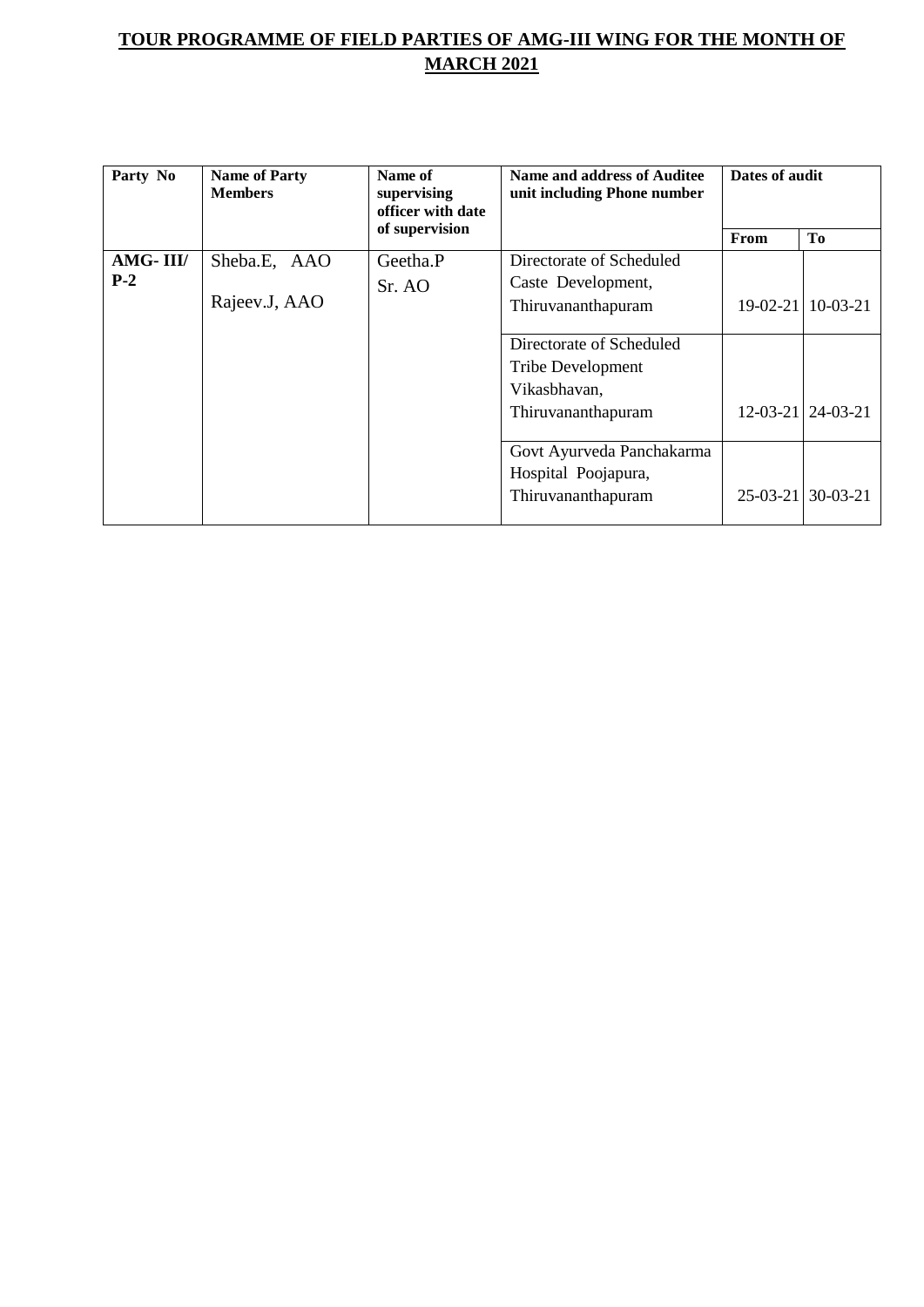**TOUR PROGRAMME OF FIELD PARTIES OF AMG-III WING FOR THE MONTH OF MARCH 2021**

| Party No | Name of Party Members | Name of supervising officer with date of supervision | Name and address of Auditee unit including Phone number | Dates of audit | |
|---|---|---|---|---|---|
| | | | | From | To |
| **AMG- III/ P-2** | Sheba.E, AAO<br>Rajeev.J, AAO | Geetha.P<br>Sr. AO | Directorate of Scheduled Caste Development, Thiruvananthapuram | 19-02-21 | 10-03-21 |
| | | | Directorate of Scheduled Tribe Development Vikasbhavan, Thiruvananthapuram | 12-03-21 | 24-03-21 |
| | | | Govt Ayurveda Panchakarma Hospital Poojapura, Thiruvananthapuram | 25-03-21 | 30-03-21 |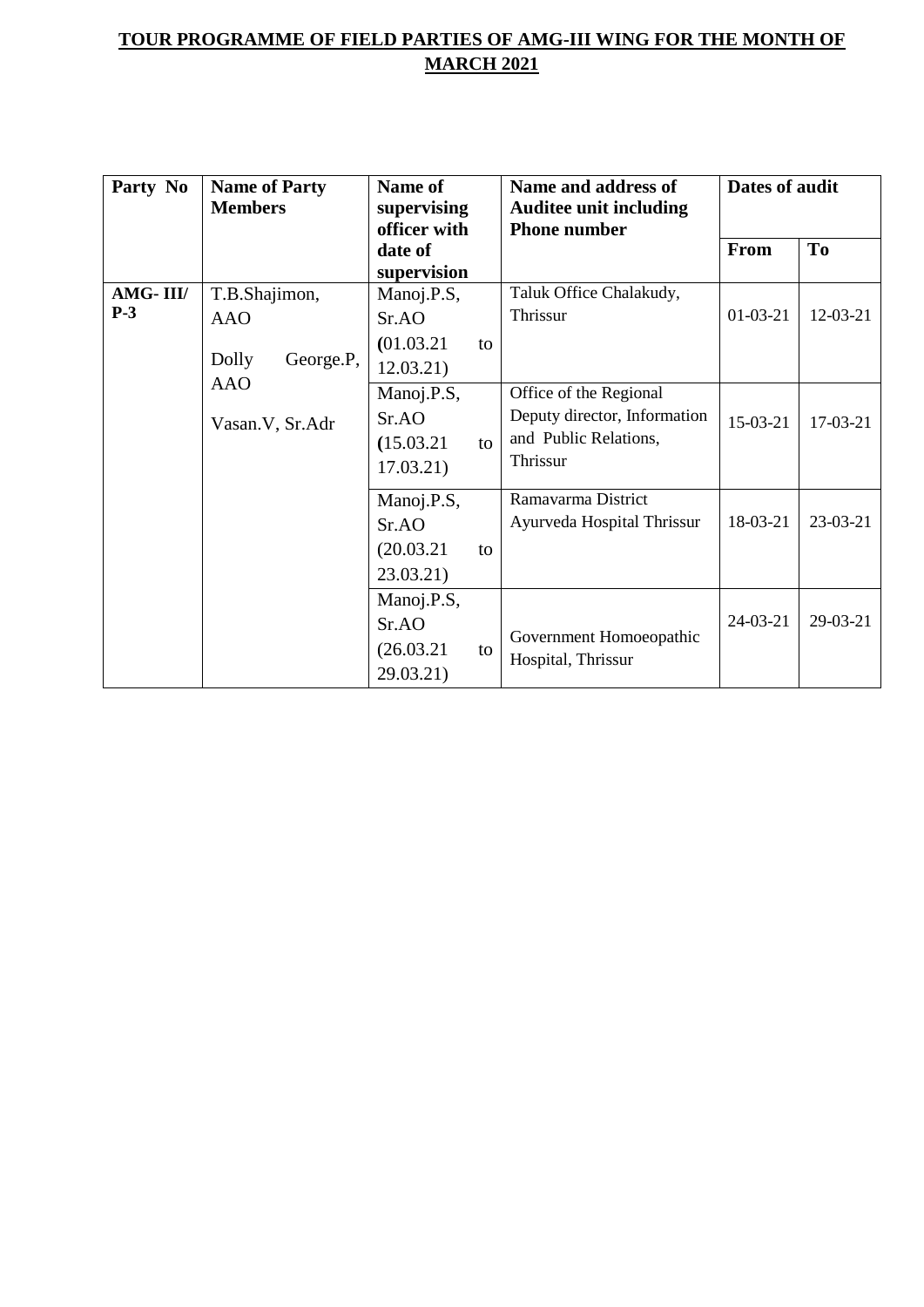**TOUR PROGRAMME OF FIELD PARTIES OF AMG-III WING FOR THE MONTH OF MARCH 2021**

| Party No | Name of Party Members | Name of supervising officer with date of supervision | Name and address of Auditee unit including Phone number | Dates of audit | |
|---|---|---|---|---|---|
| | | | | From | To |
| AMG- III/ P-3 | T.B.Shajimon, AAO<br>Dolly George.P, AAO<br>Vasan.V, Sr.Adr | Manoj.P.S, Sr.AO (01.03.21 to 12.03.21) | Taluk Office Chalakudy, Thrissur | 01-03-21 | 12-03-21 |
| | | Manoj.P.S, Sr.AO (15.03.21 to 17.03.21) | Office of the Regional Deputy director, Information and Public Relations, Thrissur | 15-03-21 | 17-03-21 |
| | | Manoj.P.S, Sr.AO (20.03.21 to 23.03.21) | Ramavarma District Ayurveda Hospital Thrissur | 18-03-21 | 23-03-21 |
| | | Manoj.P.S, Sr.AO (26.03.21 to 29.03.21) | Government Homoeopathic Hospital, Thrissur | 24-03-21 | 29-03-21 |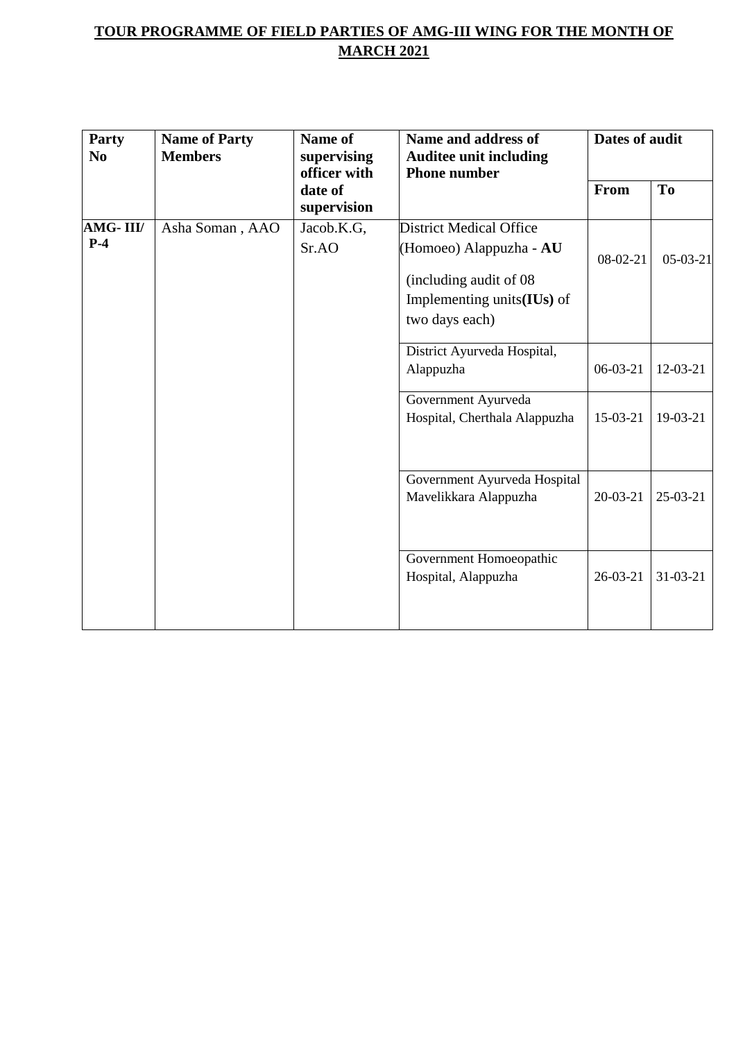**TOUR PROGRAMME OF FIELD PARTIES OF AMG-III WING FOR THE MONTH OF MARCH 2021**

| Party No | Name of Party Members | Name of supervising officer with date of supervision | Name and address of Auditee unit including Phone number | Dates of audit | |
|---|---|---|---|---|---|
| | | | | From | To |
| **AMG- III/ P-4** | Asha Soman , AAO | Jacob.K.G, Sr.AO | District Medical Office (Homoeo) Alappuzha - **AU** (including audit of 08 Implementing units**(IUs)** of two days each) | 08-02-21 | 05-03-21 |
| | | | District Ayurveda Hospital, Alappuzha | 06-03-21 | 12-03-21 |
| | | | Government Ayurveda Hospital, Cherthala Alappuzha | 15-03-21 | 19-03-21 |
| | | | Government Ayurveda Hospital Mavelikkara Alappuzha | 20-03-21 | 25-03-21 |
| | | | Government Homoeopathic Hospital, Alappuzha | 26-03-21 | 31-03-21 |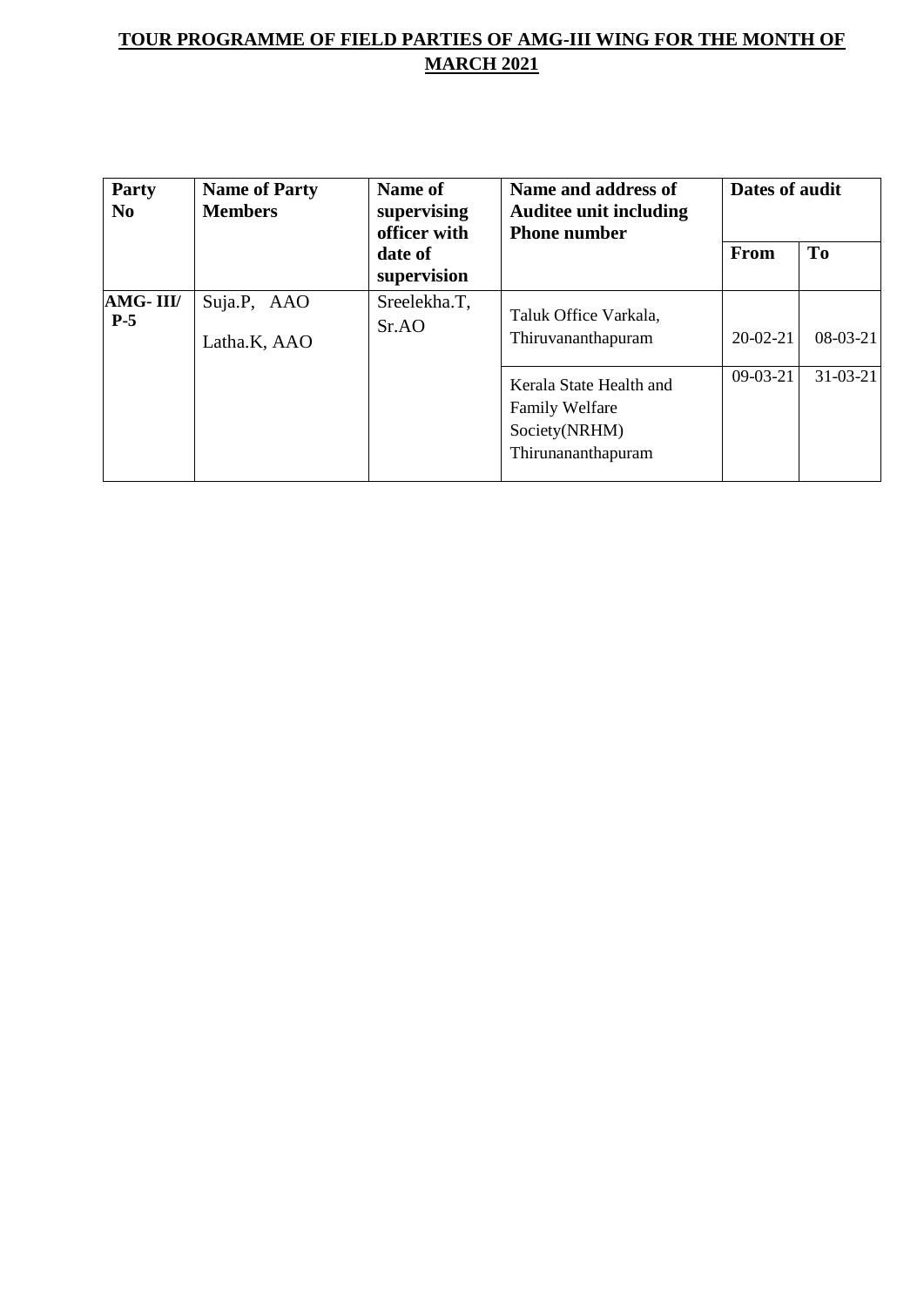**TOUR PROGRAMME OF FIELD PARTIES OF AMG-III WING FOR THE MONTH OF MARCH 2021**

| Party No | Name of Party Members | Name of supervising officer with date of supervision | Name and address of Auditee unit including Phone number | Dates of audit | |
|---|---|---|---|---|---|
| | | | | From | To |
| **AMG- III/ P-5** | Suja.P, AAO<br>Latha.K, AAO | Sreelekha.T, Sr.AO | Taluk Office Varkala, Thiruvananthapuram | 20-02-21 | 08-03-21 |
| | | | Kerala State Health and Family Welfare Society(NRHM) Thirunananthapuram | 09-03-21 | 31-03-21 |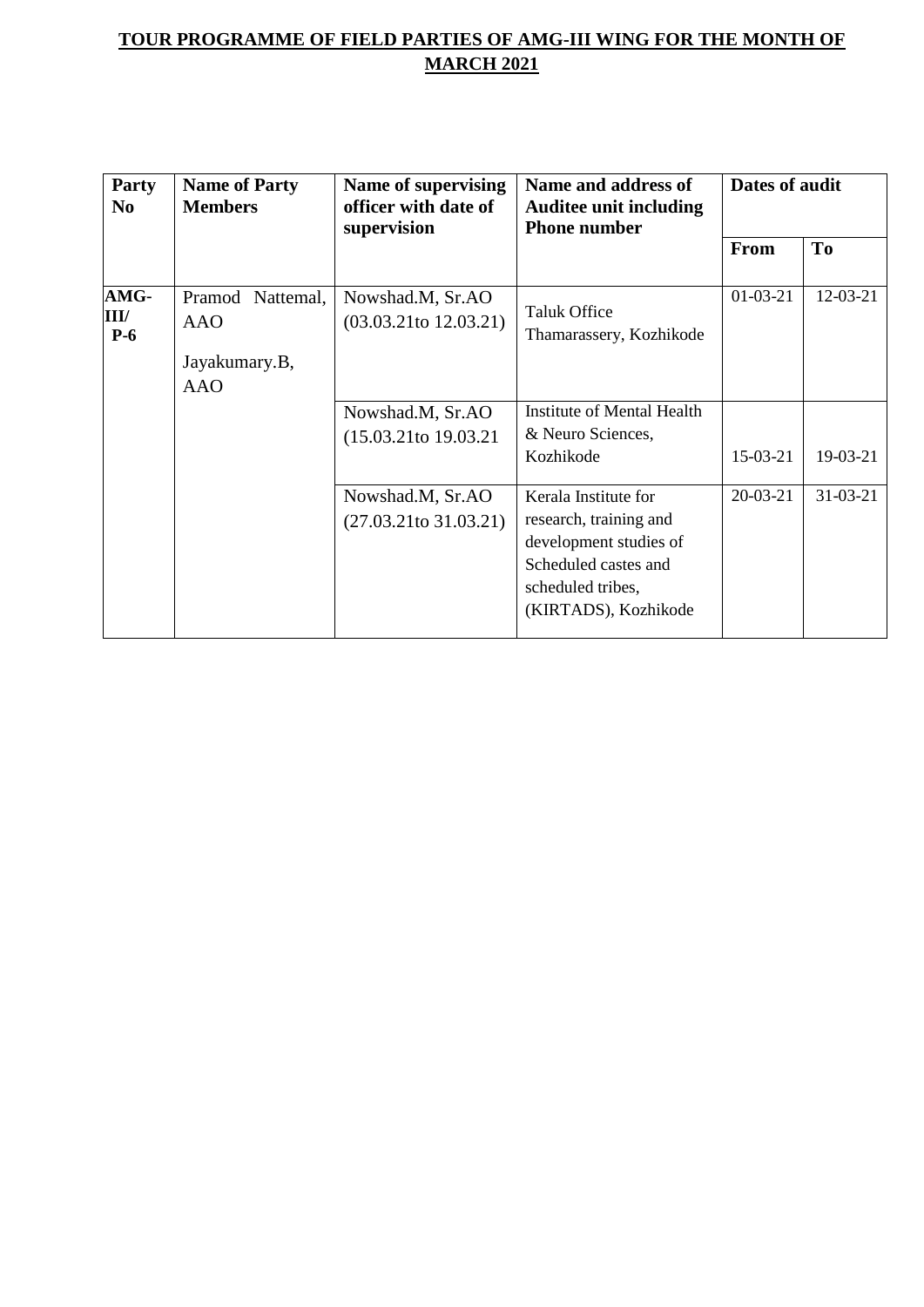**TOUR PROGRAMME OF FIELD PARTIES OF AMG-III WING FOR THE MONTH OF MARCH 2021**

| Party No | Name of Party Members | Name of supervising officer with date of supervision | Name and address of Auditee unit including Phone number | Dates of audit | |
|---|---|---|---|---|---|
| | | | | From | To |
| AMG-III/ P-6 | Pramod Nattemal, AAO<br>Jayakumary.B, AAO | Nowshad.M, Sr.AO (03.03.21to 12.03.21) | Taluk Office Thamarassery, Kozhikode | 01-03-21 | 12-03-21 |
| | | Nowshad.M, Sr.AO (15.03.21to 19.03.21 | Institute of Mental Health & Neuro Sciences, Kozhikode | 15-03-21 | 19-03-21 |
| | | Nowshad.M, Sr.AO (27.03.21to 31.03.21) | Kerala Institute for research, training and development studies of Scheduled castes and scheduled tribes, (KIRTADS), Kozhikode | 20-03-21 | 31-03-21 |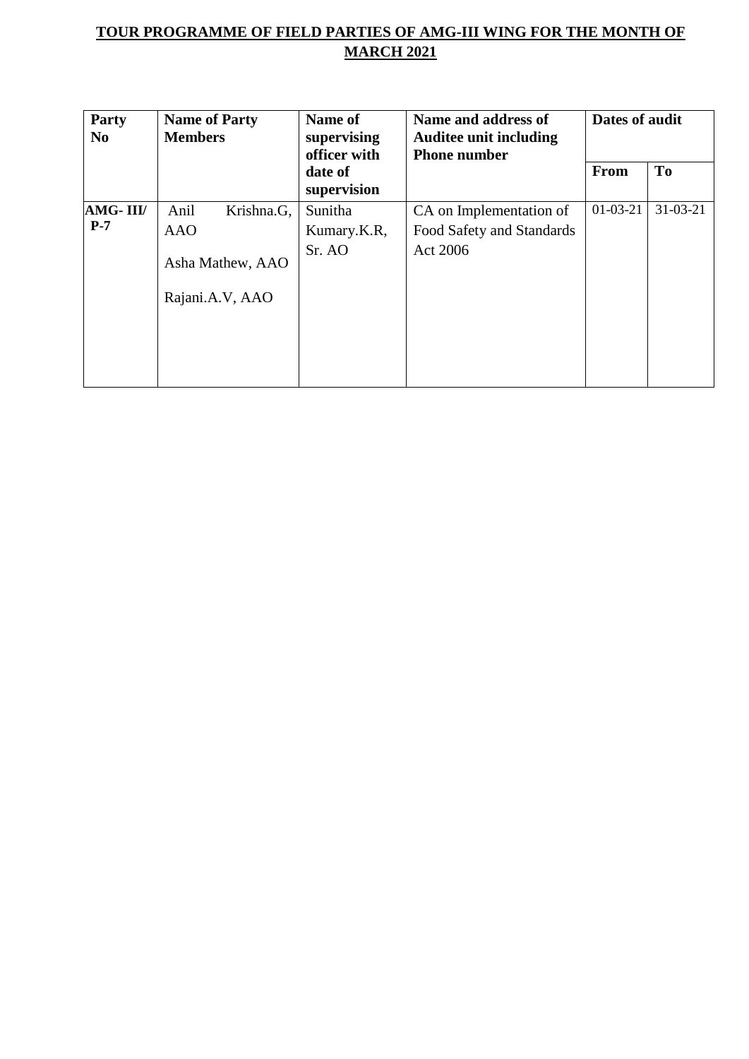**TOUR PROGRAMME OF FIELD PARTIES OF AMG-III WING FOR THE MONTH OF MARCH 2021**

| Party No | Name of Party Members | Name of supervising officer with date of supervision | Name and address of Auditee unit including Phone number | Dates of audit | |
|---|---|---|---|---|---|
| | | | | From | To |
| **AMG- III/ P-7** | Anil Krishna.G, AAO<br><br>Asha Mathew, AAO<br><br>Rajani.A.V, AAO | Sunitha Kumary.K.R, Sr. AO | CA on Implementation of Food Safety and Standards Act 2006 | 01-03-21 | 31-03-21 |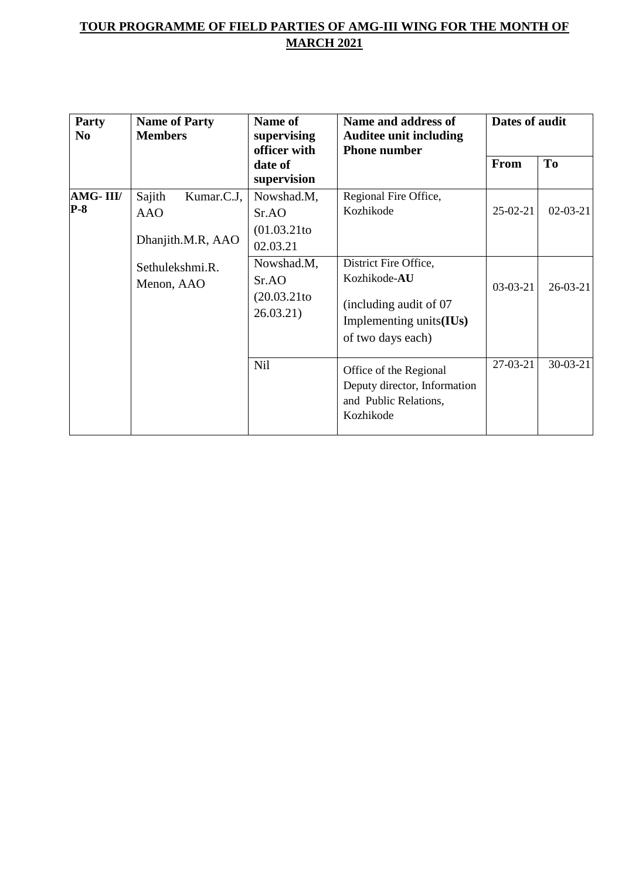**TOUR PROGRAMME OF FIELD PARTIES OF AMG-III WING FOR THE MONTH OF MARCH 2021**

| Party No | Name of Party Members | Name of supervising officer with date of supervision | Name and address of Auditee unit including Phone number | Dates of audit | |
|---|---|---|---|---|---|
| | | | | From | To |
| **AMG- III/ P-8** | Sajith Kumar.C.J, AAO<br><br>Dhanjith.M.R, AAO<br><br>Sethulekshmi.R. Menon, AAO | Nowshad.M, Sr.AO (01.03.21to 02.03.21 | Regional Fire Office, Kozhikode | 25-02-21 | 02-03-21 |
| | | Nowshad.M, Sr.AO (20.03.21to 26.03.21) | District Fire Office, Kozhikode-**AU**<br><br>(including audit of 07 Implementing units**(IUs)** of two days each) | 03-03-21 | 26-03-21 |
| | | Nil | Office of the Regional Deputy director, Information and Public Relations, Kozhikode | 27-03-21 | 30-03-21 |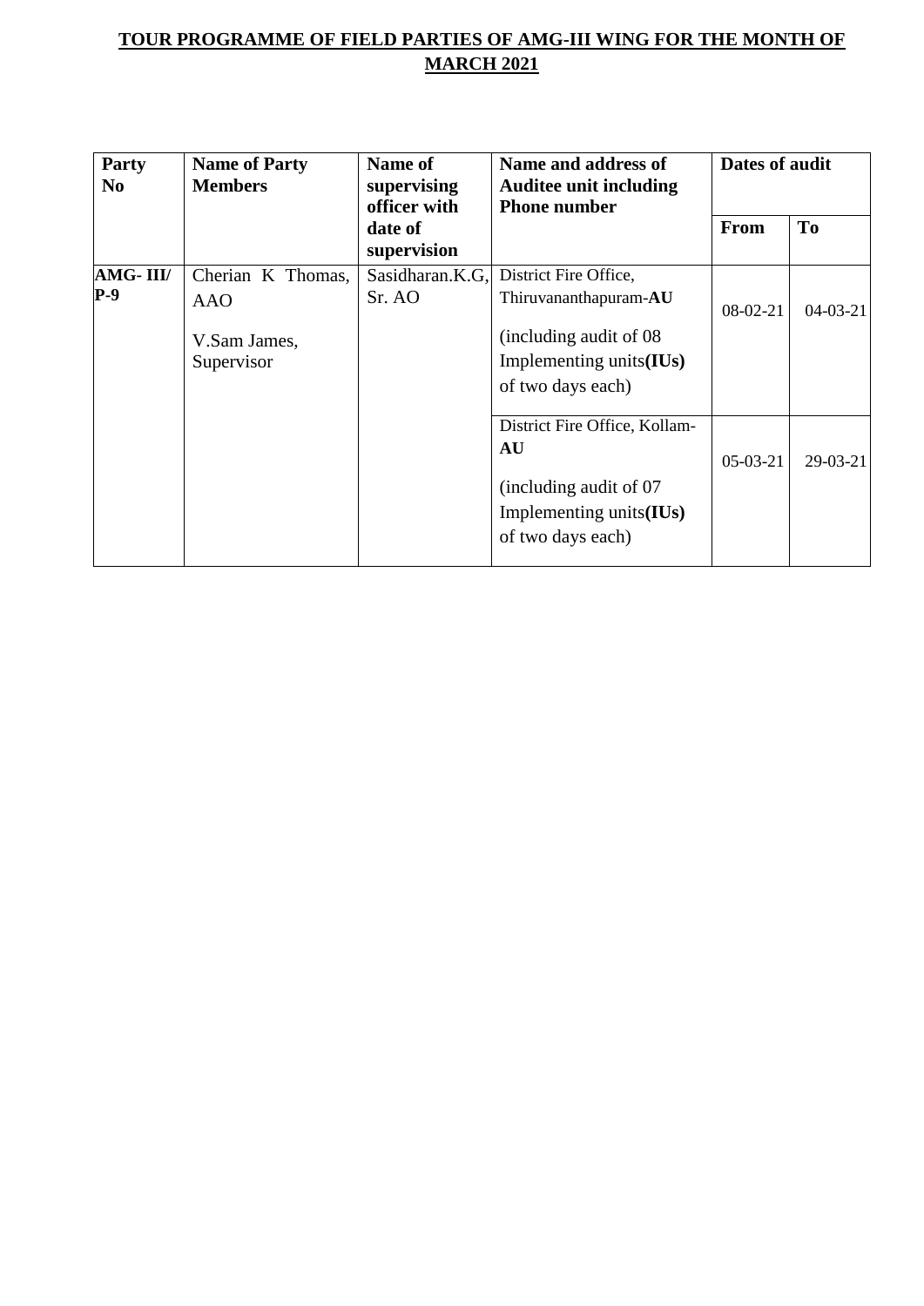# TOUR PROGRAMME OF FIELD PARTIES OF AMG-III WING FOR THE MONTH OF MARCH 2021

| Party No | Name of Party Members | Name of supervising officer with date of supervision | Name and address of Auditee unit including Phone number | Dates of audit | |
|---|---|---|---|---|---|
| | | | | From | To |
| **AMG- III/ P-9** | Cherian K Thomas, AAO<br><br>V.Sam James, Supervisor | Sasidharan.K.G, Sr. AO | District Fire Office, Thiruvananthapuram-**AU**<br><br>(including audit of 08 Implementing units**(IUs)** of two days each) | 08-02-21 | 04-03-21 |
| | | | District Fire Office, Kollam-**AU**<br><br>(including audit of 07 Implementing units**(IUs)** of two days each) | 05-03-21 | 29-03-21 |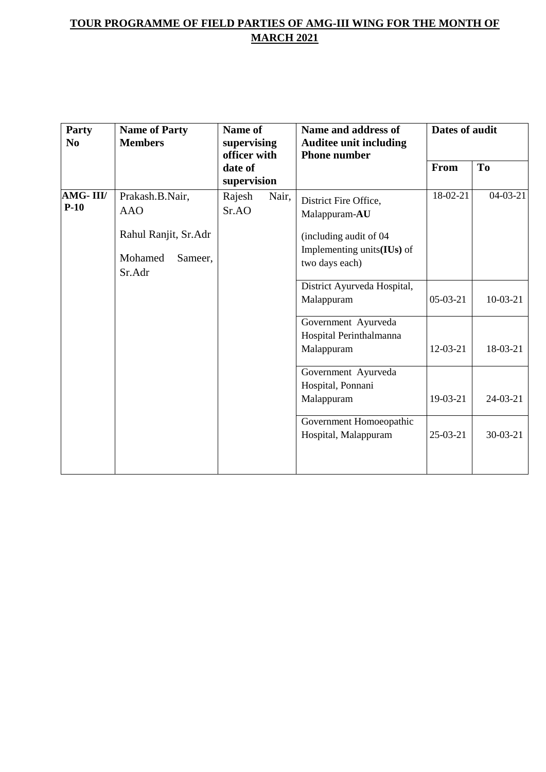## TOUR PROGRAMME OF FIELD PARTIES OF AMG-III WING FOR THE MONTH OF MARCH 2021

| Party No | Name of Party Members | Name of supervising officer with date of supervision | Name and address of Auditee unit including Phone number | Dates of audit | |
|---|---|---|---|---|---|
| | | | | From | To |
| **AMG- III/ P-10** | Prakash.B.Nair, AAO<br><br>Rahul Ranjit, Sr.Adr<br><br>Mohamed Sameer, Sr.Adr | Rajesh Nair, Sr.AO | District Fire Office, Malappuram-**AU**<br><br>(including audit of 04 Implementing units**(IUs)** of two days each) | 18-02-21 | 04-03-21 |
| | | | District Ayurveda Hospital, Malappuram | 05-03-21 | 10-03-21 |
| | | | Government Ayurveda Hospital Perinthalmanna Malappuram | 12-03-21 | 18-03-21 |
| | | | Government Ayurveda Hospital, Ponnani Malappuram | 19-03-21 | 24-03-21 |
| | | | Government Homoeopathic Hospital, Malappuram | 25-03-21 | 30-03-21 |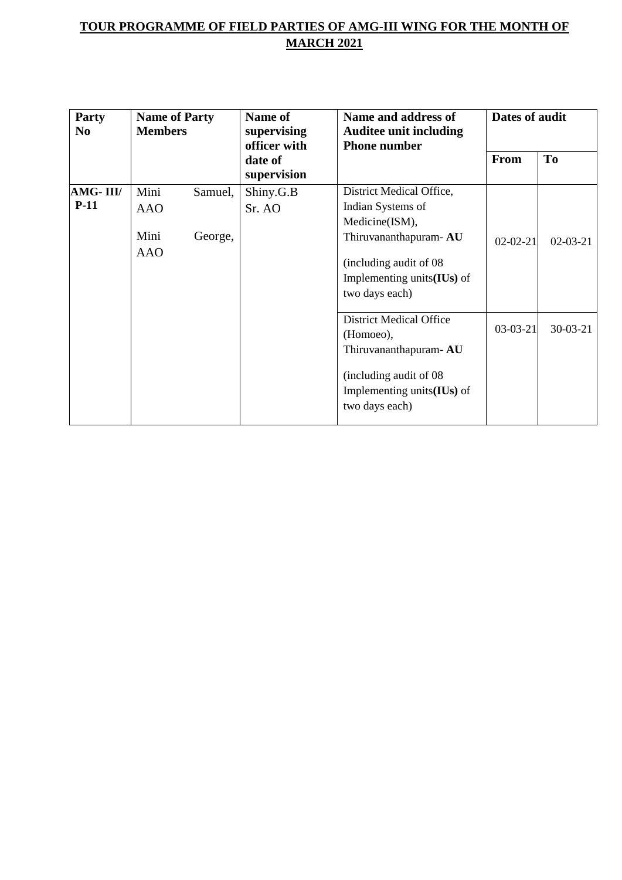**TOUR PROGRAMME OF FIELD PARTIES OF AMG-III WING FOR THE MONTH OF MARCH 2021**

| Party No | Name of Party Members | Name of supervising officer with date of supervision | Name and address of Auditee unit including Phone number | Dates of audit | |
|---|---|---|---|---|---|
| | | | | From | To |
| **AMG- III/ P-11** | Mini Samuel, AAO<br><br>Mini George, AAO | Shiny.G.B<br>Sr. AO | District Medical Office, Indian Systems of Medicine(ISM), Thiruvananthapuram- **AU**<br><br>(including audit of 08 Implementing units**(IUs)** of two days each) | 02-02-21 | 02-03-21 |
| | | | District Medical Office (Homoeo), Thiruvananthapuram- **AU**<br><br>(including audit of 08 Implementing units**(IUs)** of two days each) | 03-03-21 | 30-03-21 |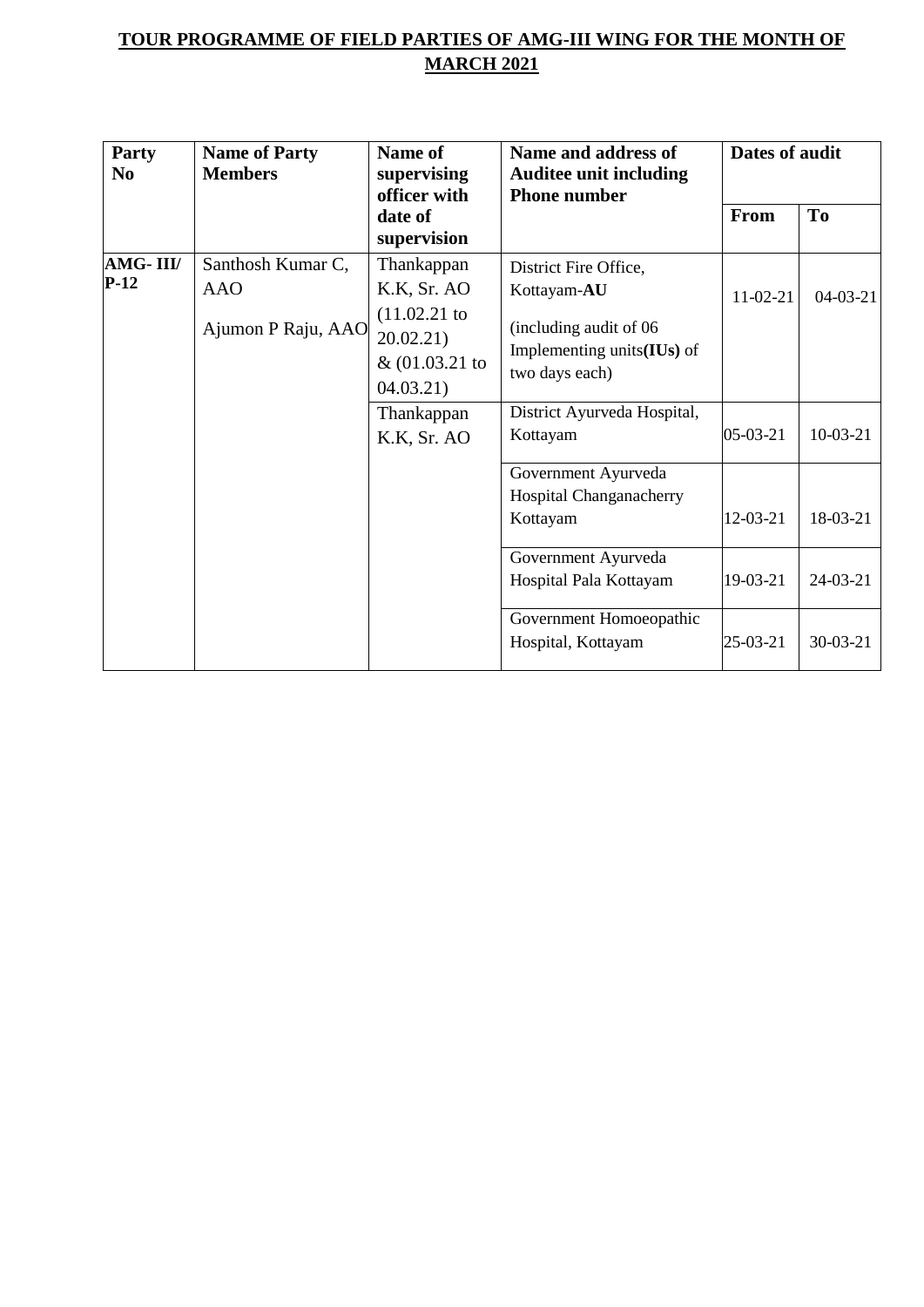**TOUR PROGRAMME OF FIELD PARTIES OF AMG-III WING FOR THE MONTH OF MARCH 2021**

| Party No | Name of Party Members | Name of supervising officer with date of supervision | Name and address of Auditee unit including Phone number | Dates of audit | |
|---|---|---|---|---|---|
| | | | | From | To |
| **AMG- III/ P-12** | Santhosh Kumar C, AAO<br><br>Ajumon P Raju, AAO | Thankappan K.K, Sr. AO (11.02.21 to 20.02.21) & (01.03.21 to 04.03.21) | District Fire Office, Kottayam-**AU**<br><br>(including audit of 06 Implementing units**(IUs)** of two days each) | 11-02-21 | 04-03-21 |
| | | Thankappan K.K, Sr. AO | District Ayurveda Hospital, Kottayam | 05-03-21 | 10-03-21 |
| | | | Government Ayurveda Hospital Changanacherry Kottayam | 12-03-21 | 18-03-21 |
| | | | Government Ayurveda Hospital Pala Kottayam | 19-03-21 | 24-03-21 |
| | | | Government Homoeopathic Hospital, Kottayam | 25-03-21 | 30-03-21 |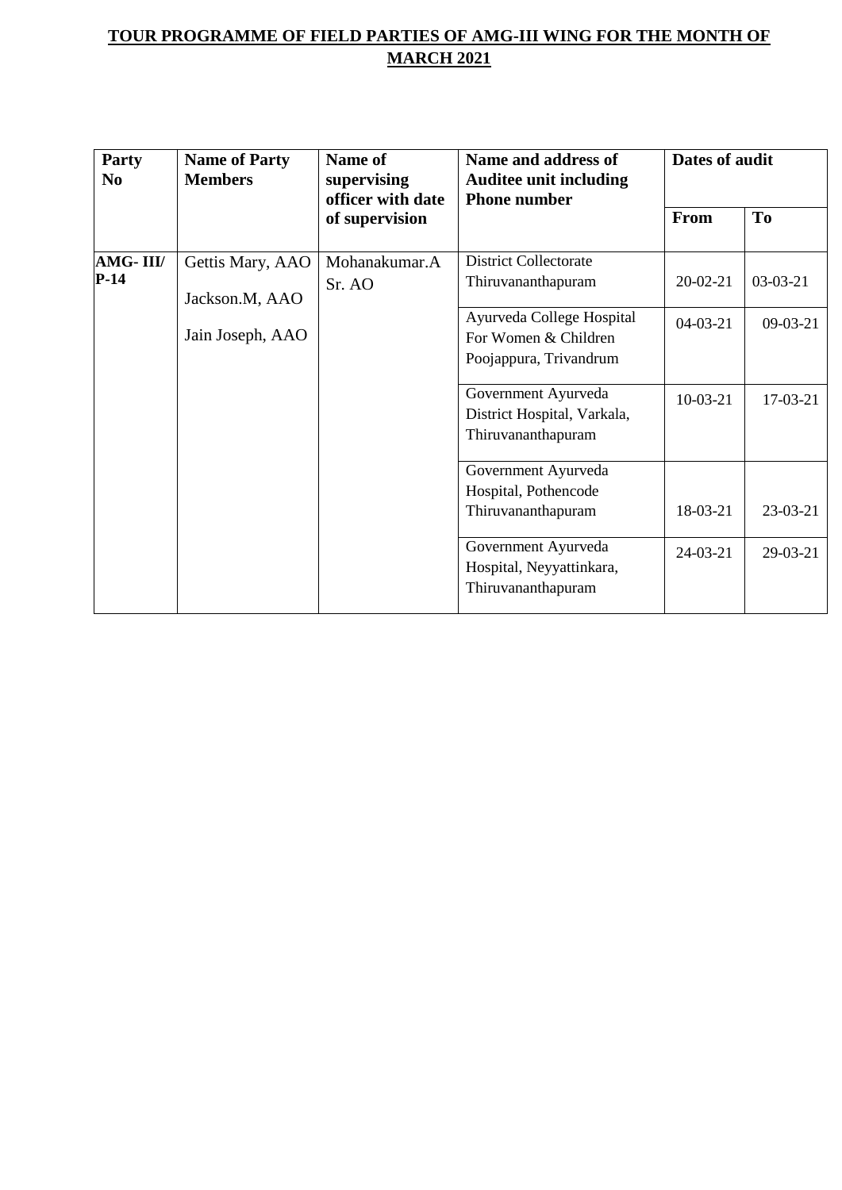**TOUR PROGRAMME OF FIELD PARTIES OF AMG-III WING FOR THE MONTH OF MARCH 2021**

| Party No | Name of Party Members | Name of supervising officer with date of supervision | Name and address of Auditee unit including Phone number | Dates of audit | |
|---|---|---|---|---|---|
| | | | | From | To |
| **AMG- III/ P-14** | Gettis Mary, AAO<br>Jackson.M, AAO<br>Jain Joseph, AAO | Mohanakumar.A Sr. AO | District Collectorate Thiruvananthapuram | 20-02-21 | 03-03-21 |
| | | | Ayurveda College Hospital For Women & Children Poojappura, Trivandrum | 04-03-21 | 09-03-21 |
| | | | Government Ayurveda District Hospital, Varkala, Thiruvananthapuram | 10-03-21 | 17-03-21 |
| | | | Government Ayurveda Hospital, Pothencode Thiruvananthapuram | 18-03-21 | 23-03-21 |
| | | | Government Ayurveda Hospital, Neyyattinkara, Thiruvananthapuram | 24-03-21 | 29-03-21 |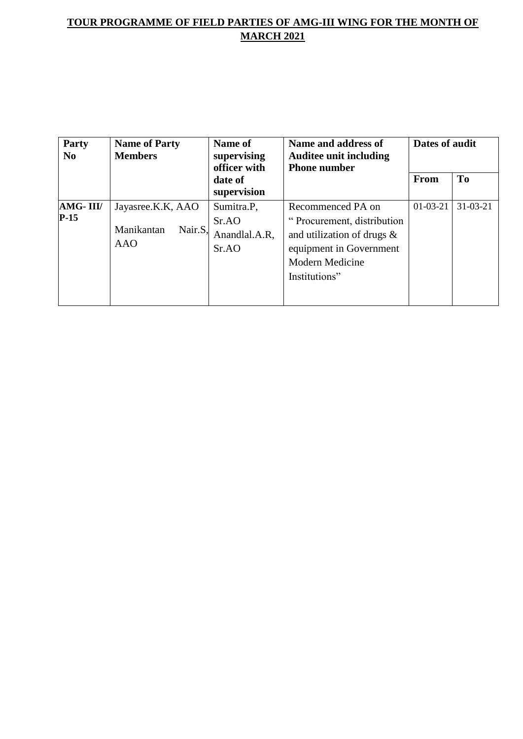**TOUR PROGRAMME OF FIELD PARTIES OF AMG-III WING FOR THE MONTH OF MARCH 2021**

| Party No | Name of Party Members | Name of supervising officer with date of supervision | Name and address of Auditee unit including Phone number | Dates of audit | |
|---|---|---|---|---|---|
| | | | | From | To |
| AMG- III/ P-15 | Jayasree.K.K, AAO<br>Manikantan Nair.S, AAO | Sumitra.P, Sr.AO<br>Anandlal.A.R, Sr.AO | Recommenced PA on " Procurement, distribution and utilization of drugs & equipment in Government Modern Medicine Institutions" | 01-03-21 | 31-03-21 |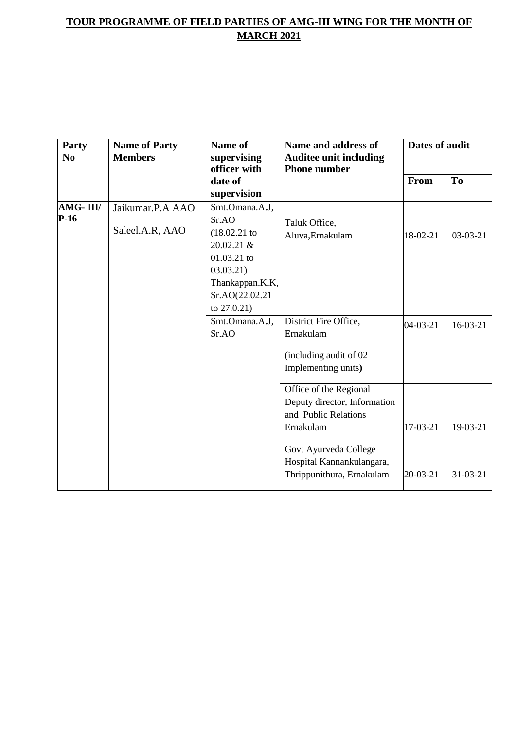**TOUR PROGRAMME OF FIELD PARTIES OF AMG-III WING FOR THE MONTH OF MARCH 2021**

| Party No | Name of Party Members | Name of supervising officer with date of supervision | Name and address of Auditee unit including Phone number | Dates of audit | |
|---|---|---|---|---|---|
| | | | | From | To |
| **AMG- III/ P-16** | Jaikumar.P.A AAO<br>Saleel.A.R, AAO | Smt.Omana.A.J, Sr.AO (18.02.21 to 20.02.21 & 01.03.21 to 03.03.21) Thankappan.K.K, Sr.AO(22.02.21 to 27.0.21) | Taluk Office, Aluva,Ernakulam | 18-02-21 | 03-03-21 |
| | | Smt.Omana.A.J, Sr.AO | District Fire Office, Ernakulam<br>(including audit of 02 Implementing units**)** | 04-03-21 | 16-03-21 |
| | | | Office of the Regional Deputy director, Information and Public Relations Ernakulam | 17-03-21 | 19-03-21 |
| | | | Govt Ayurveda College Hospital Kannankulangara, Thrippunithura, Ernakulam | 20-03-21 | 31-03-21 |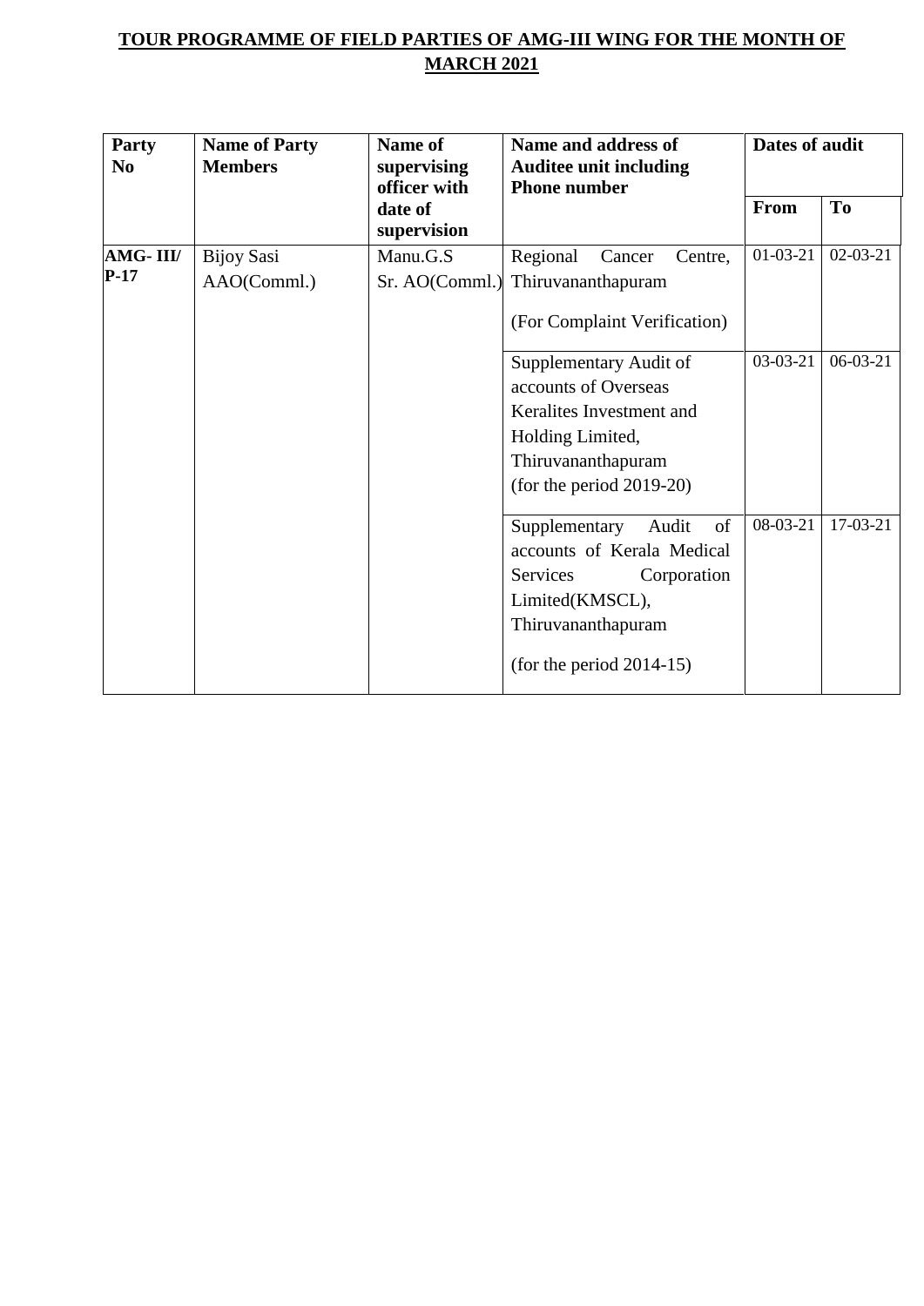**TOUR PROGRAMME OF FIELD PARTIES OF AMG-III WING FOR THE MONTH OF MARCH 2021**

| Party No | Name of Party Members | Name of supervising officer with date of supervision | Name and address of Auditee unit including Phone number | Dates of audit | |
|---|---|---|---|---|---|
| | | | | From | To |
| **AMG- III/ P-17** | Bijoy Sasi AAO(Comml.) | Manu.G.S Sr. AO(Comml.) | Regional Cancer Centre, Thiruvananthapuram (For Complaint Verification) | 01-03-21 | 02-03-21 |
| | | | Supplementary Audit of accounts of Overseas Keralites Investment and Holding Limited, Thiruvananthapuram (for the period 2019-20) | 03-03-21 | 06-03-21 |
| | | | Supplementary Audit of accounts of Kerala Medical Services Corporation Limited(KMSCL), Thiruvananthapuram (for the period 2014-15) | 08-03-21 | 17-03-21 |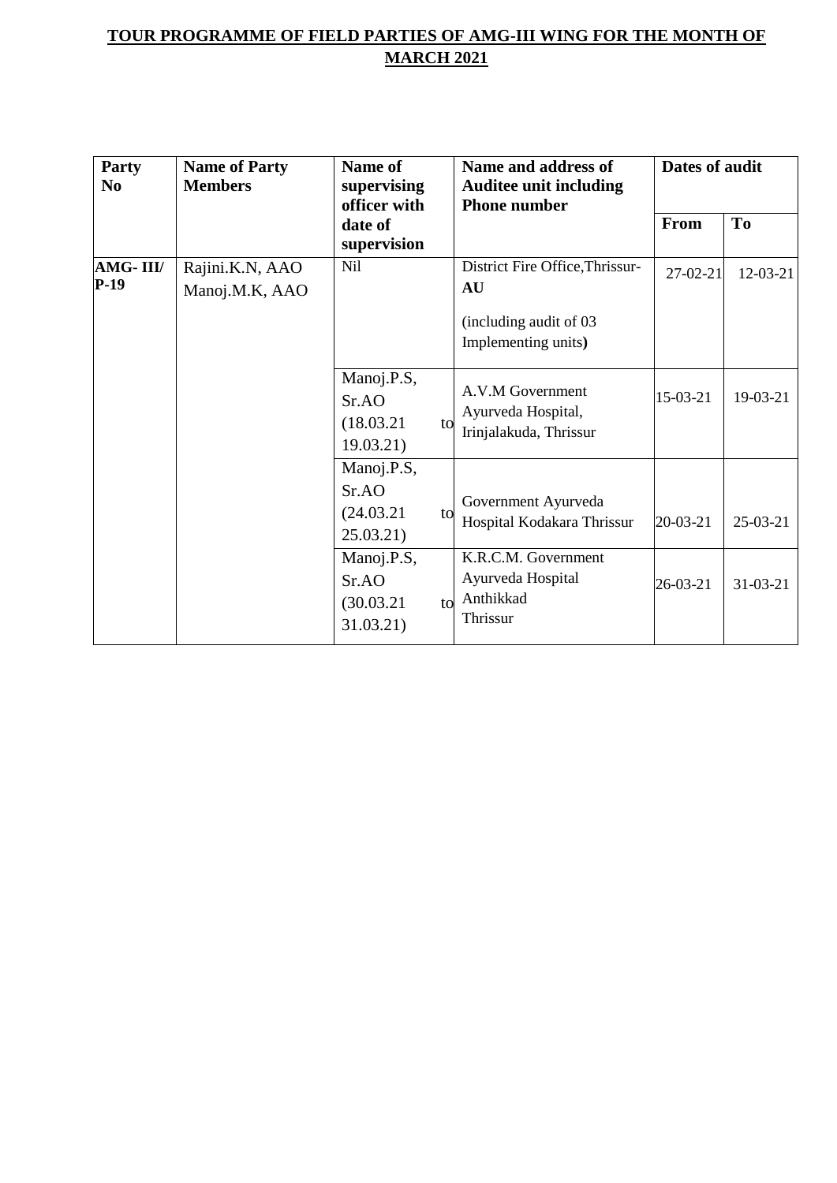# TOUR PROGRAMME OF FIELD PARTIES OF AMG-III WING FOR THE MONTH OF MARCH 2021

| Party No | Name of Party Members | Name of supervising officer with date of supervision | Name and address of Auditee unit including Phone number | Dates of audit | |
|---|---|---|---|---|---|
| | | | | From | To |
| AMG- III/ P-19 | Rajini.K.N, AAO<br>Manoj.M.K, AAO | Nil | District Fire Office,Thrissur- **AU**<br>(including audit of 03 Implementing units) | 27-02-21 | 12-03-21 |
| | | Manoj.P.S, Sr.AO (18.03.21 to 19.03.21) | A.V.M Government Ayurveda Hospital, Irinjalakuda, Thrissur | 15-03-21 | 19-03-21 |
| | | Manoj.P.S, Sr.AO (24.03.21 to 25.03.21) | Government Ayurveda Hospital Kodakara Thrissur | 20-03-21 | 25-03-21 |
| | | Manoj.P.S, Sr.AO (30.03.21 to 31.03.21) | K.R.C.M. Government Ayurveda Hospital Anthikkad Thrissur | 26-03-21 | 31-03-21 |